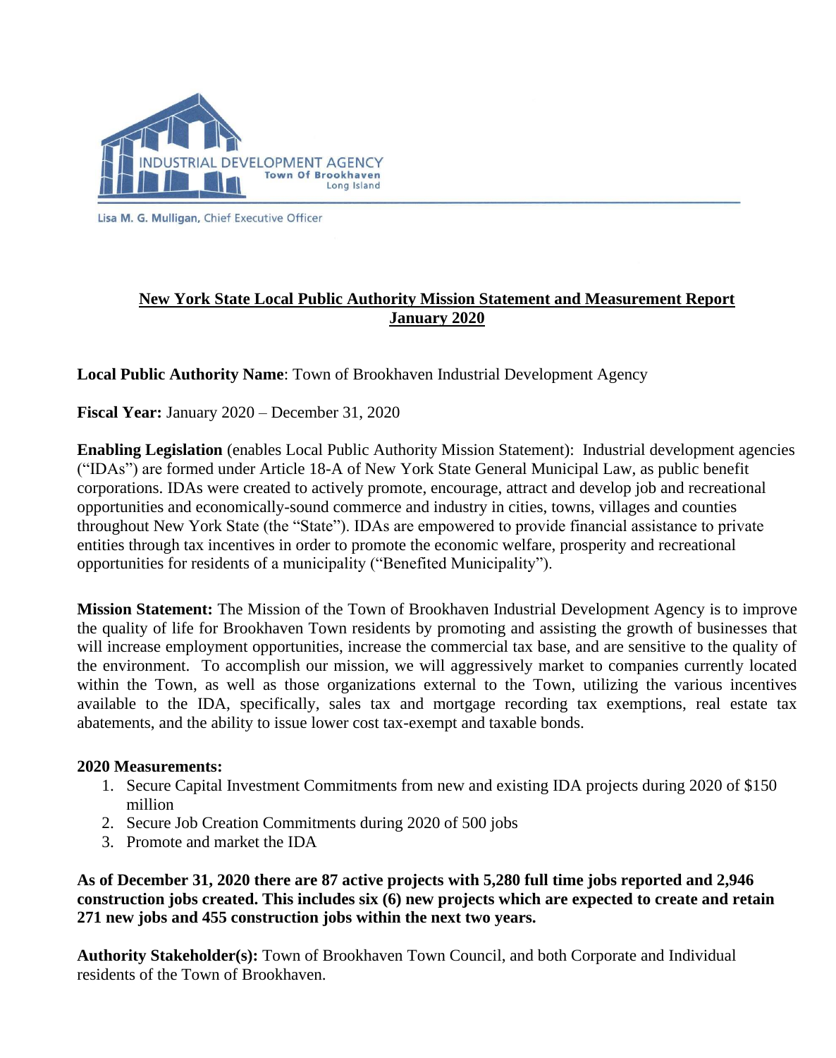INDUSTRIAL DEVELOPMENT AGENCY
Town Of Brookhaven
Long Island

Lisa M. G. Mulligan, Chief Executive Officer

## New York State Local Public Authority Mission Statement and Measurement Report January 2020

**Local Public Authority Name**: Town of Brookhaven Industrial Development Agency

**Fiscal Year:** January 2020 – December 31, 2020

**Enabling Legislation** (enables Local Public Authority Mission Statement): Industrial development agencies ("IDAs") are formed under Article 18-A of New York State General Municipal Law, as public benefit corporations. IDAs were created to actively promote, encourage, attract and develop job and recreational opportunities and economically-sound commerce and industry in cities, towns, villages and counties throughout New York State (the "State"). IDAs are empowered to provide financial assistance to private entities through tax incentives in order to promote the economic welfare, prosperity and recreational opportunities for residents of a municipality ("Benefited Municipality").

**Mission Statement:** The Mission of the Town of Brookhaven Industrial Development Agency is to improve the quality of life for Brookhaven Town residents by promoting and assisting the growth of businesses that will increase employment opportunities, increase the commercial tax base, and are sensitive to the quality of the environment. To accomplish our mission, we will aggressively market to companies currently located within the Town, as well as those organizations external to the Town, utilizing the various incentives available to the IDA, specifically, sales tax and mortgage recording tax exemptions, real estate tax abatements, and the ability to issue lower cost tax-exempt and taxable bonds.

**2020 Measurements:**

1. Secure Capital Investment Commitments from new and existing IDA projects during 2020 of $150 million
2. Secure Job Creation Commitments during 2020 of 500 jobs
3. Promote and market the IDA

**As of December 31, 2020 there are 87 active projects with 5,280 full time jobs reported and 2,946 construction jobs created. This includes six (6) new projects which are expected to create and retain 271 new jobs and 455 construction jobs within the next two years.**

**Authority Stakeholder(s):** Town of Brookhaven Town Council, and both Corporate and Individual residents of the Town of Brookhaven.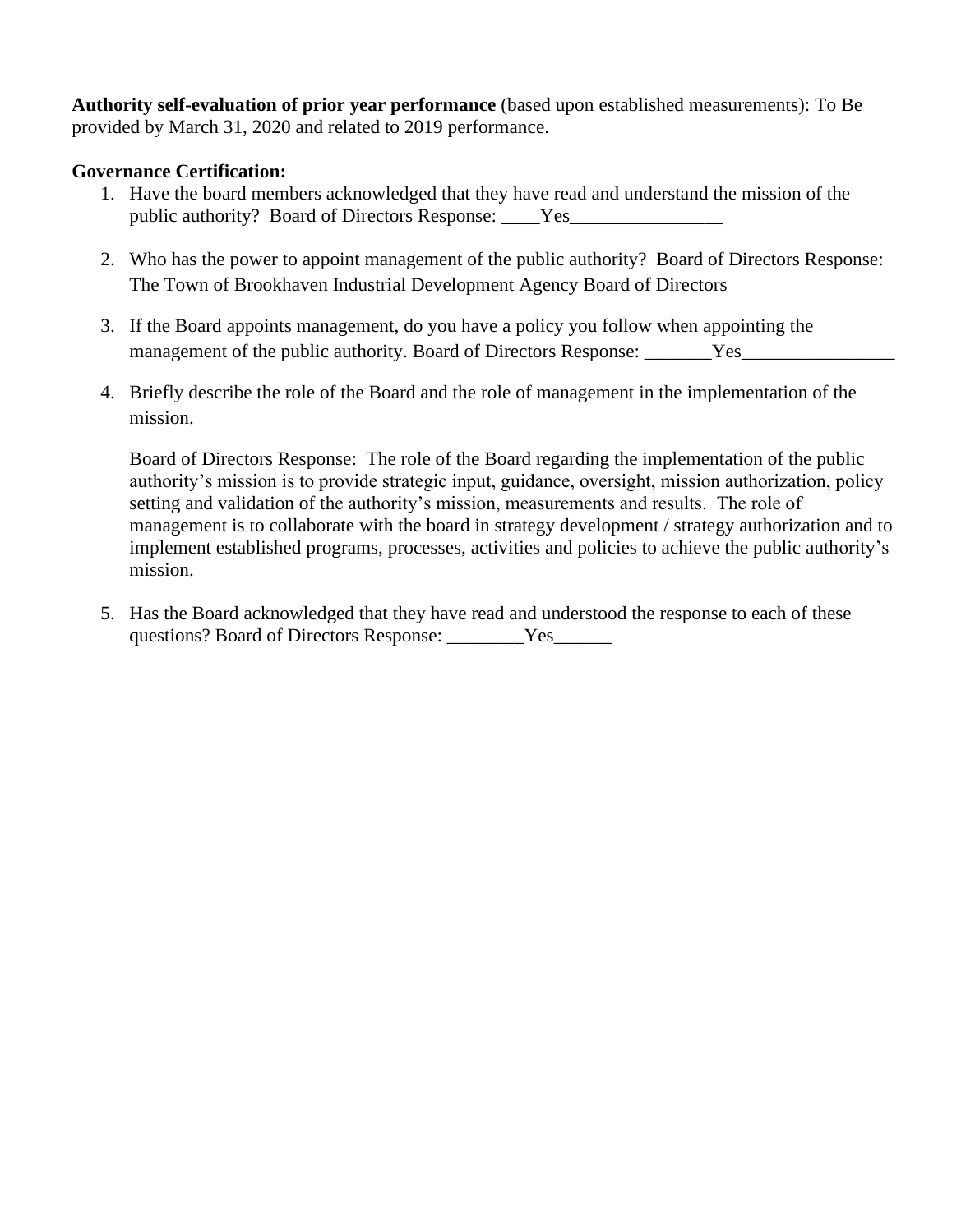**Authority self-evaluation of prior year performance** (based upon established measurements): To Be provided by March 31, 2020 and related to 2019 performance.

**Governance Certification:**

1. Have the board members acknowledged that they have read and understand the mission of the public authority? Board of Directors Response: ____Yes________________

2. Who has the power to appoint management of the public authority? Board of Directors Response: The Town of Brookhaven Industrial Development Agency Board of Directors

3. If the Board appoints management, do you have a policy you follow when appointing the management of the public authority. Board of Directors Response: _______Yes________________

4. Briefly describe the role of the Board and the role of management in the implementation of the mission.

   Board of Directors Response: The role of the Board regarding the implementation of the public authority's mission is to provide strategic input, guidance, oversight, mission authorization, policy setting and validation of the authority's mission, measurements and results. The role of management is to collaborate with the board in strategy development / strategy authorization and to implement established programs, processes, activities and policies to achieve the public authority's mission.

5. Has the Board acknowledged that they have read and understood the response to each of these questions? Board of Directors Response: ________Yes______